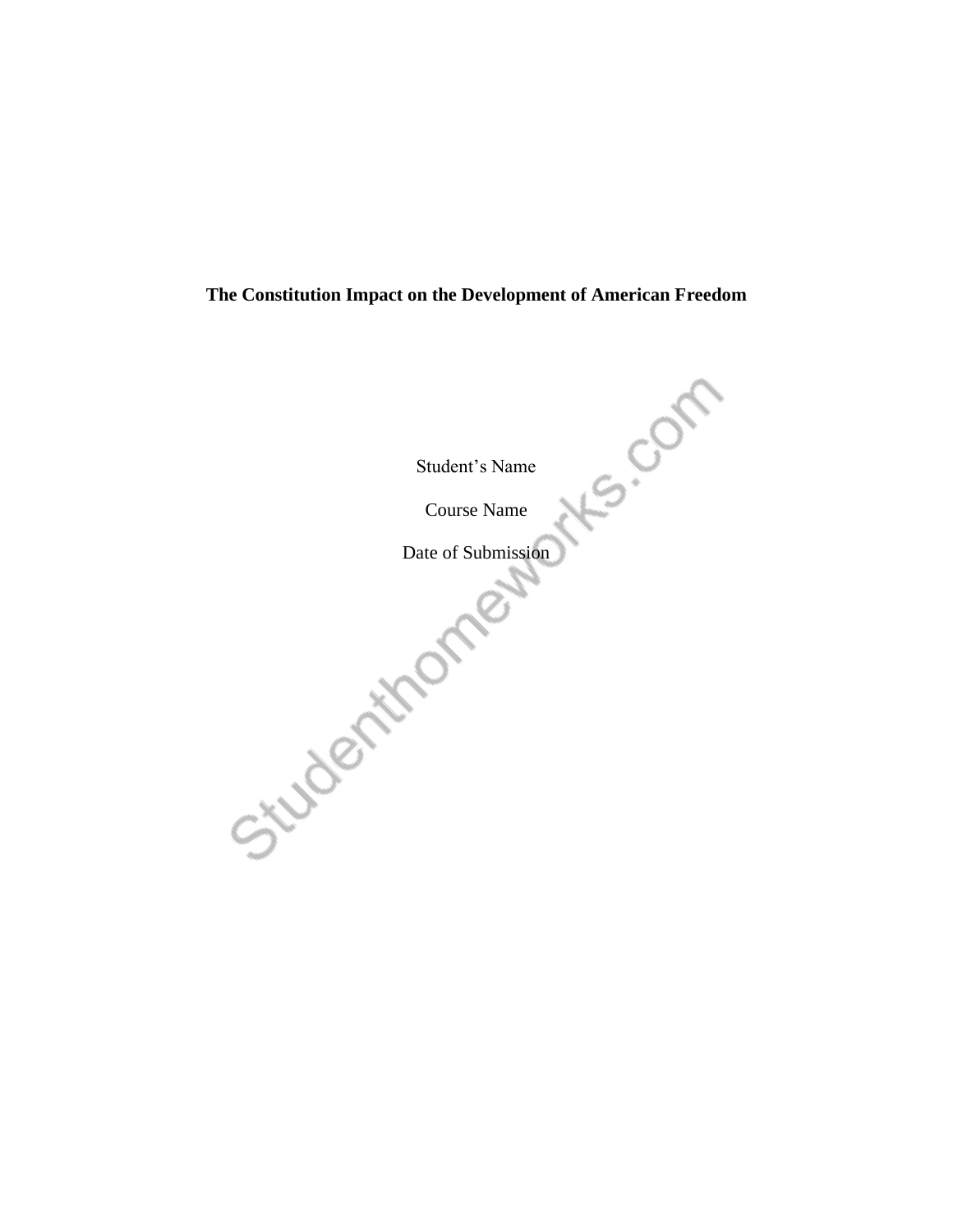**The Constitution Impact on the Development of American Freedom**

Student's Name

Course Name

Date of Submission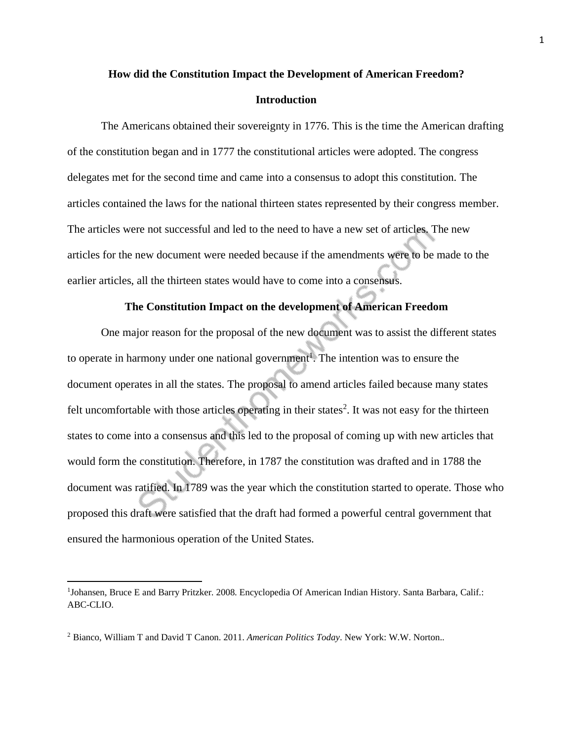**How did the Constitution Impact the Development of American Freedom?**

**Introduction**

The Americans obtained their sovereignty in 1776. This is the time the American drafting of the constitution began and in 1777 the constitutional articles were adopted. The congress delegates met for the second time and came into a consensus to adopt this constitution. The articles contained the laws for the national thirteen states represented by their congress member. The articles were not successful and led to the need to have a new set of articles. The new articles for the new document were needed because if the amendments were to be made to the earlier articles, all the thirteen states would have to come into a consensus.

**The Constitution Impact on the development of American Freedom**

One major reason for the proposal of the new document was to assist the different states to operate in harmony under one national government[1]. The intention was to ensure the document operates in all the states. The proposal to amend articles failed because many states felt uncomfortable with those articles operating in their states[2]. It was not easy for the thirteen states to come into a consensus and this led to the proposal of coming up with new articles that would form the constitution. Therefore, in 1787 the constitution was drafted and in 1788 the document was ratified. In 1789 was the year which the constitution started to operate. Those who proposed this draft were satisfied that the draft had formed a powerful central government that ensured the harmonious operation of the United States.

---

[1]Johansen, Bruce E and Barry Pritzker. 2008. Encyclopedia Of American Indian History. Santa Barbara, Calif.: ABC-CLIO.

[2] Bianco, William T and David T Canon. 2011. *American Politics Today*. New York: W.W. Norton..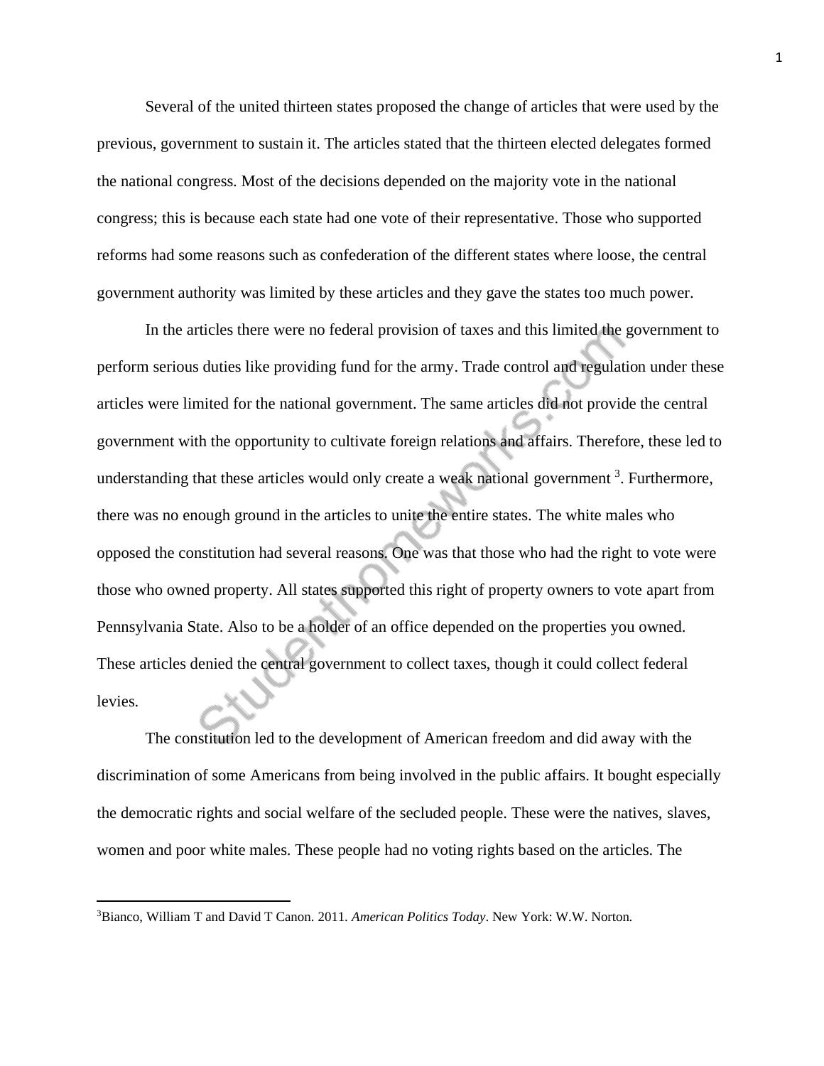Several of the united thirteen states proposed the change of articles that were used by the previous, government to sustain it. The articles stated that the thirteen elected delegates formed the national congress. Most of the decisions depended on the majority vote in the national congress; this is because each state had one vote of their representative. Those who supported reforms had some reasons such as confederation of the different states where loose, the central government authority was limited by these articles and they gave the states too much power.

In the articles there were no federal provision of taxes and this limited the government to perform serious duties like providing fund for the army. Trade control and regulation under these articles were limited for the national government. The same articles did not provide the central government with the opportunity to cultivate foreign relations and affairs. Therefore, these led to understanding that these articles would only create a weak national government [3]. Furthermore, there was no enough ground in the articles to unite the entire states. The white males who opposed the constitution had several reasons. One was that those who had the right to vote were those who owned property. All states supported this right of property owners to vote apart from Pennsylvania State. Also to be a holder of an office depended on the properties you owned. These articles denied the central government to collect taxes, though it could collect federal levies.

The constitution led to the development of American freedom and did away with the discrimination of some Americans from being involved in the public affairs. It bought especially the democratic rights and social welfare of the secluded people. These were the natives, slaves, women and poor white males. These people had no voting rights based on the articles. The

---

[3] Bianco, William T and David T Canon. 2011. *American Politics Today*. New York: W.W. Norton.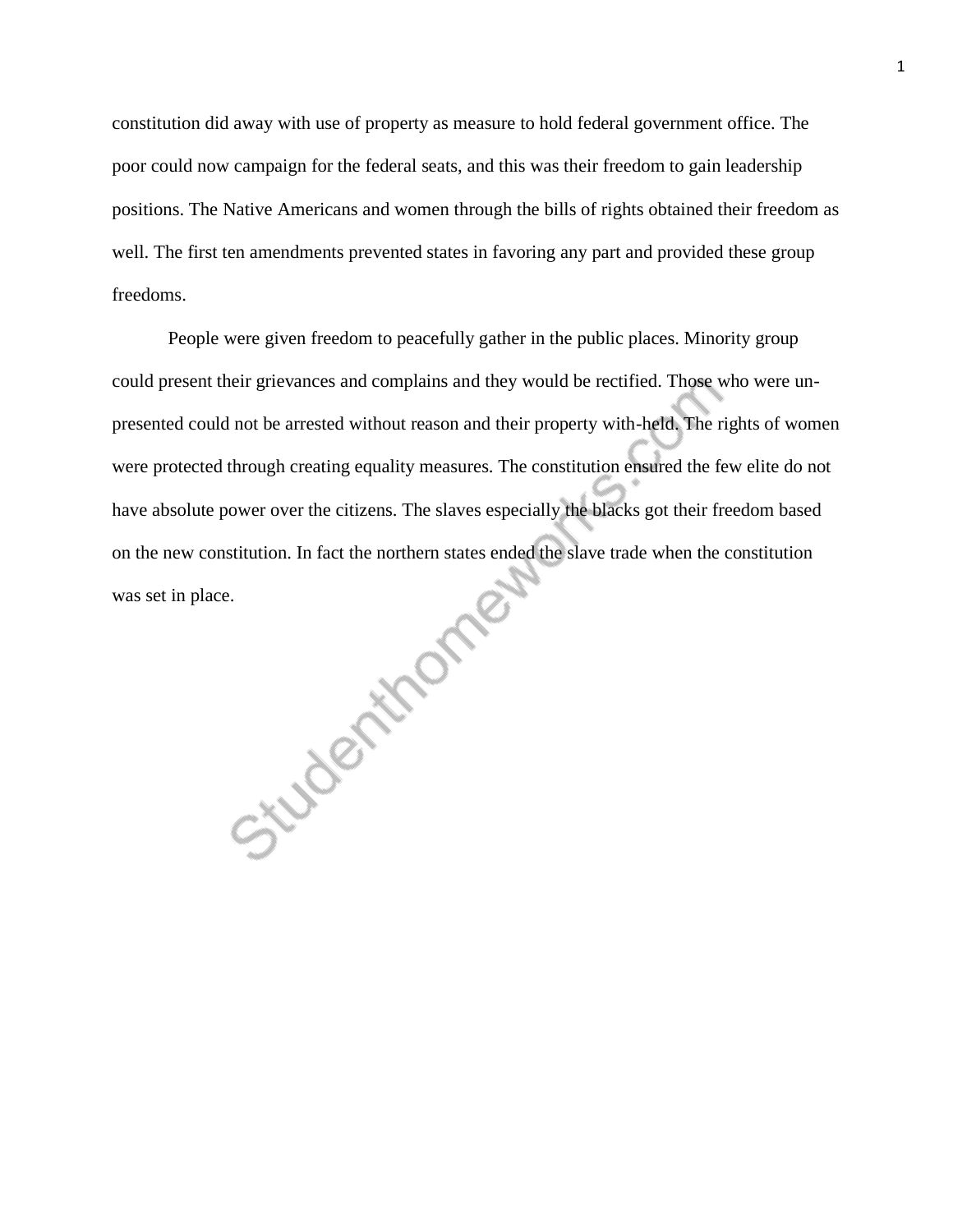constitution did away with use of property as measure to hold federal government office. The poor could now campaign for the federal seats, and this was their freedom to gain leadership positions. The Native Americans and women through the bills of rights obtained their freedom as well. The first ten amendments prevented states in favoring any part and provided these group freedoms.

People were given freedom to peacefully gather in the public places. Minority group could present their grievances and complains and they would be rectified. Those who were un-presented could not be arrested without reason and their property with-held. The rights of women were protected through creating equality measures. The constitution ensured the few elite do not have absolute power over the citizens. The slaves especially the blacks got their freedom based on the new constitution. In fact the northern states ended the slave trade when the constitution was set in place.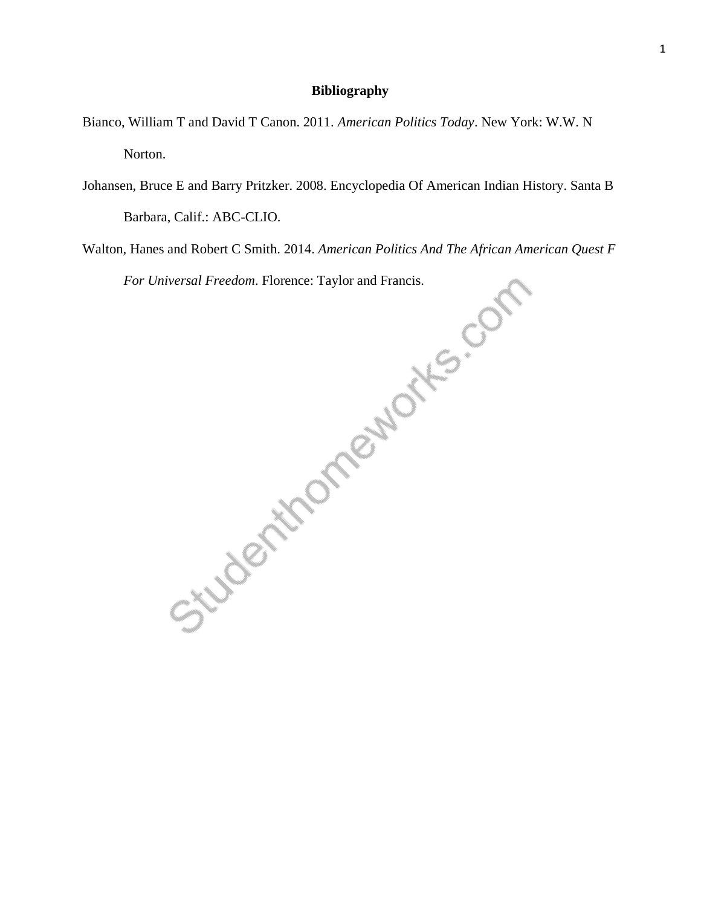**Bibliography**

Bianco, William T and David T Canon. 2011. *American Politics Today*. New York: W.W. N Norton.

Johansen, Bruce E and Barry Pritzker. 2008. Encyclopedia Of American Indian History. Santa B Barbara, Calif.: ABC-CLIO.

Walton, Hanes and Robert C Smith. 2014. *American Politics And The African American Quest F For Universal Freedom*. Florence: Taylor and Francis.